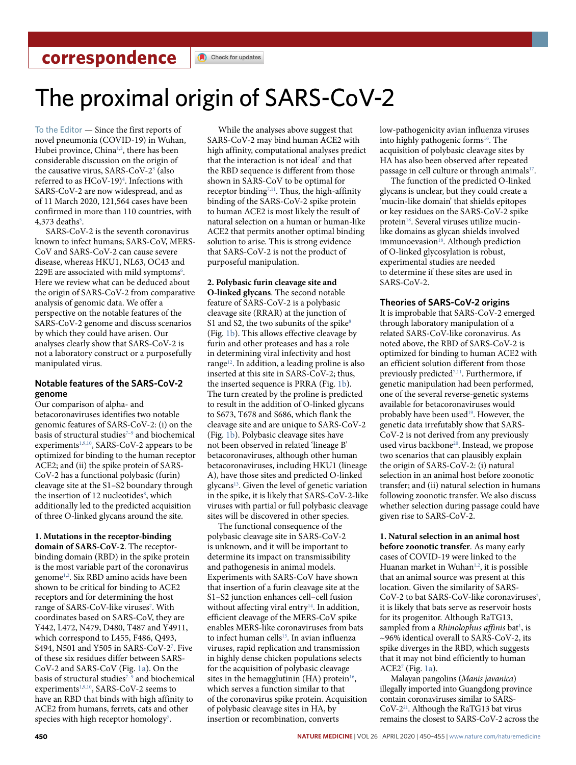correspondence

# The proximal origin of SARS-CoV-2

To the Editor — Since the first reports of novel pneumonia (COVID-19) in Wuhan, Hubei province, China[1,2], there has been considerable discussion on the origin of the causative virus, SARS-CoV-2[3] (also referred to as HCoV-19)[4]. Infections with SARS-CoV-2 are now widespread, and as of 11 March 2020, 121,564 cases have been confirmed in more than 110 countries, with 4,373 deaths[5].

SARS-CoV-2 is the seventh coronavirus known to infect humans; SARS-CoV, MERS-CoV and SARS-CoV-2 can cause severe disease, whereas HKU1, NL63, OC43 and 229E are associated with mild symptoms[6]. Here we review what can be deduced about the origin of SARS-CoV-2 from comparative analysis of genomic data. We offer a perspective on the notable features of the SARS-CoV-2 genome and discuss scenarios by which they could have arisen. Our analyses clearly show that SARS-CoV-2 is not a laboratory construct or a purposefully manipulated virus.

## Notable features of the SARS-CoV-2 genome

Our comparison of alpha- and betacoronaviruses identifies two notable genomic features of SARS-CoV-2: (i) on the basis of structural studies[7–9] and biochemical experiments[1,9,10], SARS-CoV-2 appears to be optimized for binding to the human receptor ACE2; and (ii) the spike protein of SARS-CoV-2 has a functional polybasic (furin) cleavage site at the S1–S2 boundary through the insertion of 12 nucleotides[8], which additionally led to the predicted acquisition of three O-linked glycans around the site.

**1. Mutations in the receptor-binding domain of SARS-CoV-2**. The receptor-binding domain (RBD) in the spike protein is the most variable part of the coronavirus genome[1,2]. Six RBD amino acids have been shown to be critical for binding to ACE2 receptors and for determining the host range of SARS-CoV-like viruses[7]. With coordinates based on SARS-CoV, they are Y442, L472, N479, D480, T487 and Y4911, which correspond to L455, F486, Q493, S494, N501 and Y505 in SARS-CoV-2[7]. Five of these six residues differ between SARS-CoV-2 and SARS-CoV (Fig. 1a). On the basis of structural studies[7–9] and biochemical experiments[1,9,10], SARS-CoV-2 seems to have an RBD that binds with high affinity to ACE2 from humans, ferrets, cats and other species with high receptor homology[7].

While the analyses above suggest that SARS-CoV-2 may bind human ACE2 with high affinity, computational analyses predict that the interaction is not ideal[7] and that the RBD sequence is different from those shown in SARS-CoV to be optimal for receptor binding[7,11]. Thus, the high-affinity binding of the SARS-CoV-2 spike protein to human ACE2 is most likely the result of natural selection on a human or human-like ACE2 that permits another optimal binding solution to arise. This is strong evidence that SARS-CoV-2 is not the product of purposeful manipulation.

**2. Polybasic furin cleavage site and O-linked glycans**. The second notable feature of SARS-CoV-2 is a polybasic cleavage site (RRAR) at the junction of S1 and S2, the two subunits of the spike[8] (Fig. 1b). This allows effective cleavage by furin and other proteases and has a role in determining viral infectivity and host range[12]. In addition, a leading proline is also inserted at this site in SARS-CoV-2; thus, the inserted sequence is PRRA (Fig. 1b). The turn created by the proline is predicted to result in the addition of O-linked glycans to S673, T678 and S686, which flank the cleavage site and are unique to SARS-CoV-2 (Fig. 1b). Polybasic cleavage sites have not been observed in related 'lineage B' betacoronaviruses, although other human betacoronaviruses, including HKU1 (lineage A), have those sites and predicted O-linked glycans[13]. Given the level of genetic variation in the spike, it is likely that SARS-CoV-2-like viruses with partial or full polybasic cleavage sites will be discovered in other species.

The functional consequence of the polybasic cleavage site in SARS-CoV-2 is unknown, and it will be important to determine its impact on transmissibility and pathogenesis in animal models. Experiments with SARS-CoV have shown that insertion of a furin cleavage site at the S1–S2 junction enhances cell–cell fusion without affecting viral entry[14]. In addition, efficient cleavage of the MERS-CoV spike enables MERS-like coronaviruses from bats to infect human cells[15]. In avian influenza viruses, rapid replication and transmission in highly dense chicken populations selects for the acquisition of polybasic cleavage sites in the hemagglutinin (HA) protein[16], which serves a function similar to that of the coronavirus spike protein. Acquisition of polybasic cleavage sites in HA, by insertion or recombination, converts low-pathogenicity avian influenza viruses into highly pathogenic forms[16]. The acquisition of polybasic cleavage sites by HA has also been observed after repeated passage in cell culture or through animals[17].

The function of the predicted O-linked glycans is unclear, but they could create a 'mucin-like domain' that shields epitopes or key residues on the SARS-CoV-2 spike protein[18]. Several viruses utilize mucin-like domains as glycan shields involved immunoevasion[18]. Although prediction of O-linked glycosylation is robust, experimental studies are needed to determine if these sites are used in SARS-CoV-2.

## Theories of SARS-CoV-2 origins

It is improbable that SARS-CoV-2 emerged through laboratory manipulation of a related SARS-CoV-like coronavirus. As noted above, the RBD of SARS-CoV-2 is optimized for binding to human ACE2 with an efficient solution different from those previously predicted[7,11]. Furthermore, if genetic manipulation had been performed, one of the several reverse-genetic systems available for betacoronaviruses would probably have been used[19]. However, the genetic data irrefutably show that SARS-CoV-2 is not derived from any previously used virus backbone[20]. Instead, we propose two scenarios that can plausibly explain the origin of SARS-CoV-2: (i) natural selection in an animal host before zoonotic transfer; and (ii) natural selection in humans following zoonotic transfer. We also discuss whether selection during passage could have given rise to SARS-CoV-2.

**1. Natural selection in an animal host before zoonotic transfer**. As many early cases of COVID-19 were linked to the Huanan market in Wuhan[1,2], it is possible that an animal source was present at this location. Given the similarity of SARS-CoV-2 to bat SARS-CoV-like coronaviruses[2], it is likely that bats serve as reservoir hosts for its progenitor. Although RaTG13, sampled from a *Rhinolophus affinis* bat[1], is ~96% identical overall to SARS-CoV-2, its spike diverges in the RBD, which suggests that it may not bind efficiently to human ACE2[7] (Fig. 1a).

Malayan pangolins (*Manis javanica*) illegally imported into Guangdong province contain coronaviruses similar to SARS-CoV-2[21]. Although the RaTG13 bat virus remains the closest to SARS-CoV-2 across the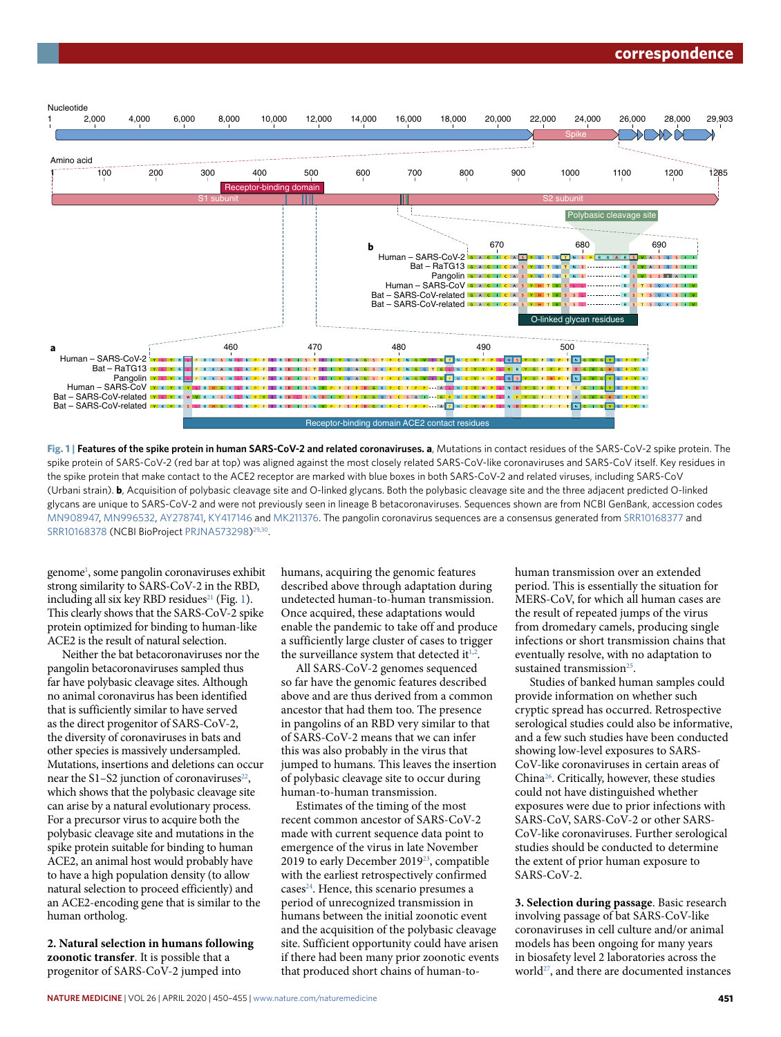**Fig. 1 | Features of the spike protein in human SARS-CoV-2 and related coronaviruses. a**, Mutations in contact residues of the SARS-CoV-2 spike protein. The spike protein of SARS-CoV-2 (red bar at top) was aligned against the most closely related SARS-CoV-like coronaviruses and SARS-CoV itself. Key residues in the spike protein that make contact to the ACE2 receptor are marked with blue boxes in both SARS-CoV-2 and related viruses, including SARS-CoV (Urbani strain). **b**, Acquisition of polybasic cleavage site and O-linked glycans. Both the polybasic cleavage site and the three adjacent predicted O-linked glycans are unique to SARS-CoV-2 and were not previously seen in lineage B betacoronaviruses. Sequences shown are from NCBI GenBank, accession codes MN908947, MN996532, AY278741, KY417146 and MK211376. The pangolin coronavirus sequences are a consensus generated from SRR10168377 and SRR10168378 (NCBI BioProject PRJNA573298)[29,30].

genome[1], some pangolin coronaviruses exhibit strong similarity to SARS-CoV-2 in the RBD, including all six key RBD residues[21] (Fig. 1). This clearly shows that the SARS-CoV-2 spike protein optimized for binding to human-like ACE2 is the result of natural selection.

Neither the bat betacoronaviruses nor the pangolin betacoronaviruses sampled thus far have polybasic cleavage sites. Although no animal coronavirus has been identified that is sufficiently similar to have served as the direct progenitor of SARS-CoV-2, the diversity of coronaviruses in bats and other species is massively undersampled. Mutations, insertions and deletions can occur near the S1–S2 junction of coronaviruses[22], which shows that the polybasic cleavage site can arise by a natural evolutionary process. For a precursor virus to acquire both the polybasic cleavage site and mutations in the spike protein suitable for binding to human ACE2, an animal host would probably have to have a high population density (to allow natural selection to proceed efficiently) and an ACE2-encoding gene that is similar to the human ortholog.

**2. Natural selection in humans following zoonotic transfer**. It is possible that a progenitor of SARS-CoV-2 jumped into humans, acquiring the genomic features described above through adaptation during undetected human-to-human transmission. Once acquired, these adaptations would enable the pandemic to take off and produce a sufficiently large cluster of cases to trigger the surveillance system that detected it[1,2].

All SARS-CoV-2 genomes sequenced so far have the genomic features described above and are thus derived from a common ancestor that had them too. The presence in pangolins of an RBD very similar to that of SARS-CoV-2 means that we can infer this was also probably in the virus that jumped to humans. This leaves the insertion of polybasic cleavage site to occur during human-to-human transmission.

Estimates of the timing of the most recent common ancestor of SARS-CoV-2 made with current sequence data point to emergence of the virus in late November 2019 to early December 2019[23], compatible with the earliest retrospectively confirmed cases[24]. Hence, this scenario presumes a period of unrecognized transmission in humans between the initial zoonotic event and the acquisition of the polybasic cleavage site. Sufficient opportunity could have arisen if there had been many prior zoonotic events that produced short chains of human-to-human transmission over an extended period. This is essentially the situation for MERS-CoV, for which all human cases are the result of repeated jumps of the virus from dromedary camels, producing single infections or short transmission chains that eventually resolve, with no adaptation to sustained transmission[25].

Studies of banked human samples could provide information on whether such cryptic spread has occurred. Retrospective serological studies could also be informative, and a few such studies have been conducted showing low-level exposures to SARS-CoV-like coronaviruses in certain areas of China[26]. Critically, however, these studies could not have distinguished whether exposures were due to prior infections with SARS-CoV, SARS-CoV-2 or other SARS-CoV-like coronaviruses. Further serological studies should be conducted to determine the extent of prior human exposure to SARS-CoV-2.

**3. Selection during passage**. Basic research involving passage of bat SARS-CoV-like coronaviruses in cell culture and/or animal models has been ongoing for many years in biosafety level 2 laboratories across the world[27], and there are documented instances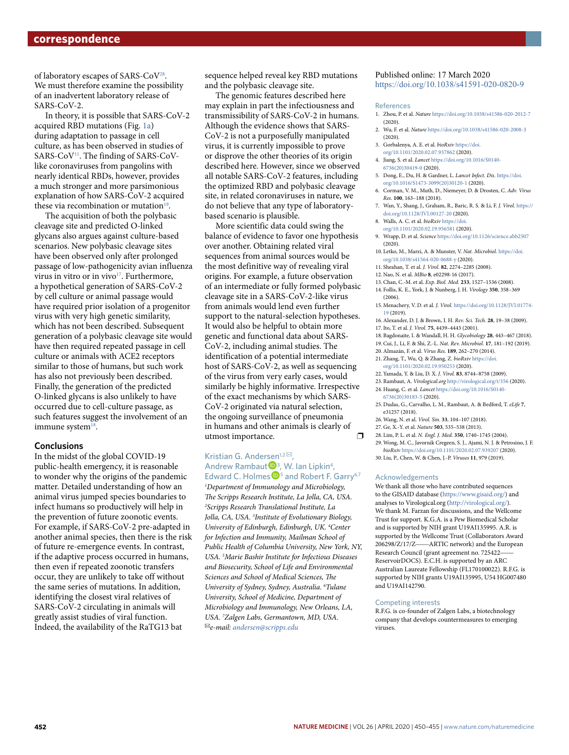of laboratory escapes of SARS-CoV[28]. We must therefore examine the possibility of an inadvertent laboratory release of SARS-CoV-2.

In theory, it is possible that SARS-CoV-2 acquired RBD mutations (Fig. 1a) during adaptation to passage in cell culture, as has been observed in studies of SARS-CoV[11]. The finding of SARS-CoV-like coronaviruses from pangolins with nearly identical RBDs, however, provides a much stronger and more parsimonious explanation of how SARS-CoV-2 acquired these via recombination or mutation[19].

The acquisition of both the polybasic cleavage site and predicted O-linked glycans also argues against culture-based scenarios. New polybasic cleavage sites have been observed only after prolonged passage of low-pathogenicity avian influenza virus in vitro or in vivo[17]. Furthermore, a hypothetical generation of SARS-CoV-2 by cell culture or animal passage would have required prior isolation of a progenitor virus with very high genetic similarity, which has not been described. Subsequent generation of a polybasic cleavage site would have then required repeated passage in cell culture or animals with ACE2 receptors similar to those of humans, but such work has also not previously been described. Finally, the generation of the predicted O-linked glycans is also unlikely to have occurred due to cell-culture passage, as such features suggest the involvement of an immune system[18].

## Conclusions

In the midst of the global COVID-19 public-health emergency, it is reasonable to wonder why the origins of the pandemic matter. Detailed understanding of how an animal virus jumped species boundaries to infect humans so productively will help in the prevention of future zoonotic events. For example, if SARS-CoV-2 pre-adapted in another animal species, then there is the risk of future re-emergence events. In contrast, if the adaptive process occurred in humans, then even if repeated zoonotic transfers occur, they are unlikely to take off without the same series of mutations. In addition, identifying the closest viral relatives of SARS-CoV-2 circulating in animals will greatly assist studies of viral function. Indeed, the availability of the RaTG13 bat sequence helped reveal key RBD mutations and the polybasic cleavage site.

The genomic features described here may explain in part the infectiousness and transmissibility of SARS-CoV-2 in humans. Although the evidence shows that SARS-CoV-2 is not a purposefully manipulated virus, it is currently impossible to prove or disprove the other theories of its origin described here. However, since we observed all notable SARS-CoV-2 features, including the optimized RBD and polybasic cleavage site, in related coronaviruses in nature, we do not believe that any type of laboratory-based scenario is plausible.

More scientific data could swing the balance of evidence to favor one hypothesis over another. Obtaining related viral sequences from animal sources would be the most definitive way of revealing viral origins. For example, a future observation of an intermediate or fully formed polybasic cleavage site in a SARS-CoV-2-like virus from animals would lend even further support to the natural-selection hypotheses. It would also be helpful to obtain more genetic and functional data about SARS-CoV-2, including animal studies. The identification of a potential intermediate host of SARS-CoV-2, as well as sequencing of the virus from very early cases, would similarly be highly informative. Irrespective of the exact mechanisms by which SARS-CoV-2 originated via natural selection, the ongoing surveillance of pneumonia in humans and other animals is clearly of utmost importance. ❐

Kristian G. Andersen[1,2]✉, Andrew Rambaut[3], W. Ian Lipkin[4], Edward C. Holmes[5] and Robert F. Garry[6,7]

*[1]Department of Immunology and Microbiology, The Scripps Research Institute, La Jolla, CA, USA. [2]Scripps Research Translational Institute, La Jolla, CA, USA. [3]Institute of Evolutionary Biology, University of Edinburgh, Edinburgh, UK. [4]Center for Infection and Immunity, Mailman School of Public Health of Columbia University, New York, NY, USA. [5]Marie Bashir Institute for Infectious Diseases and Biosecurity, School of Life and Environmental Sciences and School of Medical Sciences, The University of Sydney, Sydney, Australia. [6]Tulane University, School of Medicine, Department of Microbiology and Immunology, New Orleans, LA, USA. [7]Zalgen Labs, Germantown, MD, USA.*
✉*e-mail: andersen@scripps.edu*

Published online: 17 March 2020
https://doi.org/10.1038/s41591-020-0820-9

### References

1. Zhou, P. et al. *Nature* https://doi.org/10.1038/s41586-020-2012-7 (2020).
2. Wu, F. et al. *Nature* https://doi.org/10.1038/s41586-020-2008-3 (2020).
3. Gorbalenya, A. E. et al. *bioRxiv* https://doi.org/10.1101/2020.02.07.937862 (2020).
4. Jiang, S. et al. *Lancet* https://doi.org/10.1016/S0140-6736(20)30419-0 (2020).
5. Dong, E., Du, H. & Gardner, L. *Lancet Infect. Dis.* https://doi.org/10.1016/S1473-3099(20)30120-1 (2020).
6. Corman, V. M., Muth, D., Niemeyer, D. & Drosten, C. *Adv. Virus Res.* **100**, 163–188 (2018).
7. Wan, Y., Shang, J., Graham, R., Baric, R. S. & Li, F. *J. Virol.* https://doi.org/10.1128/JVI.00127-20 (2020).
8. Walls, A. C. et al. *bioRxiv* https://doi.org/10.1101/2020.02.19.956581 (2020).
9. Wrapp, D. et al. *Science* https://doi.org/10.1126/science.abb2507 (2020).
10. Letko, M., Marzi, A. & Munster, V. *Nat. Microbiol.* https://doi.org/10.1038/s41564-020-0688-y (2020).
11. Sheahan, T. et al. *J. Virol.* **82**, 2274–2285 (2008).
12. Nao, N. et al. *MBio* **8**, e02298-16 (2017).
13. Chan, C.-M. et al. *Exp. Biol. Med.* **233**, 1527–1536 (2008).
14. Follis, K. E., York, J. & Nunberg, J. H. *Virology* **350**, 358–369 (2006).
15. Menachery, V. D. et al. *J. Virol.* https://doi.org/10.1128/JVI.01774-19 (2019).
16. Alexander, D. J. & Brown, I. H. *Rev. Sci. Tech.* **28**, 19–38 (2009).
17. Ito, T. et al. *J. Virol.* **75**, 4439–4443 (2001).
18. Bagdonaite, I. & Wandall, H. H. *Glycobiology* **28**, 443–467 (2018).
19. Cui, J., Li, F. & Shi, Z.-L. *Nat. Rev. Microbiol.* **17**, 181–192 (2019).
20. Almazán, F. et al. *Virus Res.* **189**, 262–270 (2014).
21. Zhang, T., Wu, Q. & Zhang, Z. *bioRxiv* https://doi.org/10.1101/2020.02.19.950253 (2020).
22. Yamada, Y. & Liu, D. X. *J. Virol.* **83**, 8744–8758 (2009).
23. Rambaut, A. *Virological.org* http://virological.org/t/356 (2020).
24. Huang, C. et al. *Lancet* https://doi.org/10.1016/S0140-6736(20)30183-5 (2020).
25. Dudas, G., Carvalho, L. M., Rambaut, A. & Bedford, T. *eLife* **7**, e31257 (2018).
26. Wang, N. et al. *Virol. Sin.* **33**, 104–107 (2018).
27. Ge, X.-Y. et al. *Nature* **503**, 535–538 (2013).
28. Lim, P. L. et al. *N. Engl. J. Med.* **350**, 1740–1745 (2004).
29. Wong, M. C., Javornik Cregeen, S. J., Ajami, N. J. & Petrosino, J. F. *bioRxiv* https://doi.org/10.1101/2020.02.07.939207 (2020).
30. Liu, P., Chen, W. & Chen, J.-P. *Viruses* **11**, 979 (2019).

### Acknowledgements

We thank all those who have contributed sequences to the GISAID database (https://www.gisaid.org/) and analyses to Virological.org (http://virological.org/). We thank M. Farzan for discussions, and the Wellcome Trust for support. K.G.A. is a Pew Biomedical Scholar and is supported by NIH grant U19AI135995. A.R. is supported by the Wellcome Trust (Collaborators Award 206298/Z/17/Z——ARTIC network) and the European Research Council (grant agreement no. 725422——ReservoirDOCS). E.C.H. is supported by an ARC Australian Laureate Fellowship (FL170100022). R.F.G. is supported by NIH grants U19AI135995, U54 HG007480 and U19AI142790.

### Competing interests

R.F.G. is co-founder of Zalgen Labs, a biotechnology company that develops countermeasures to emerging viruses.